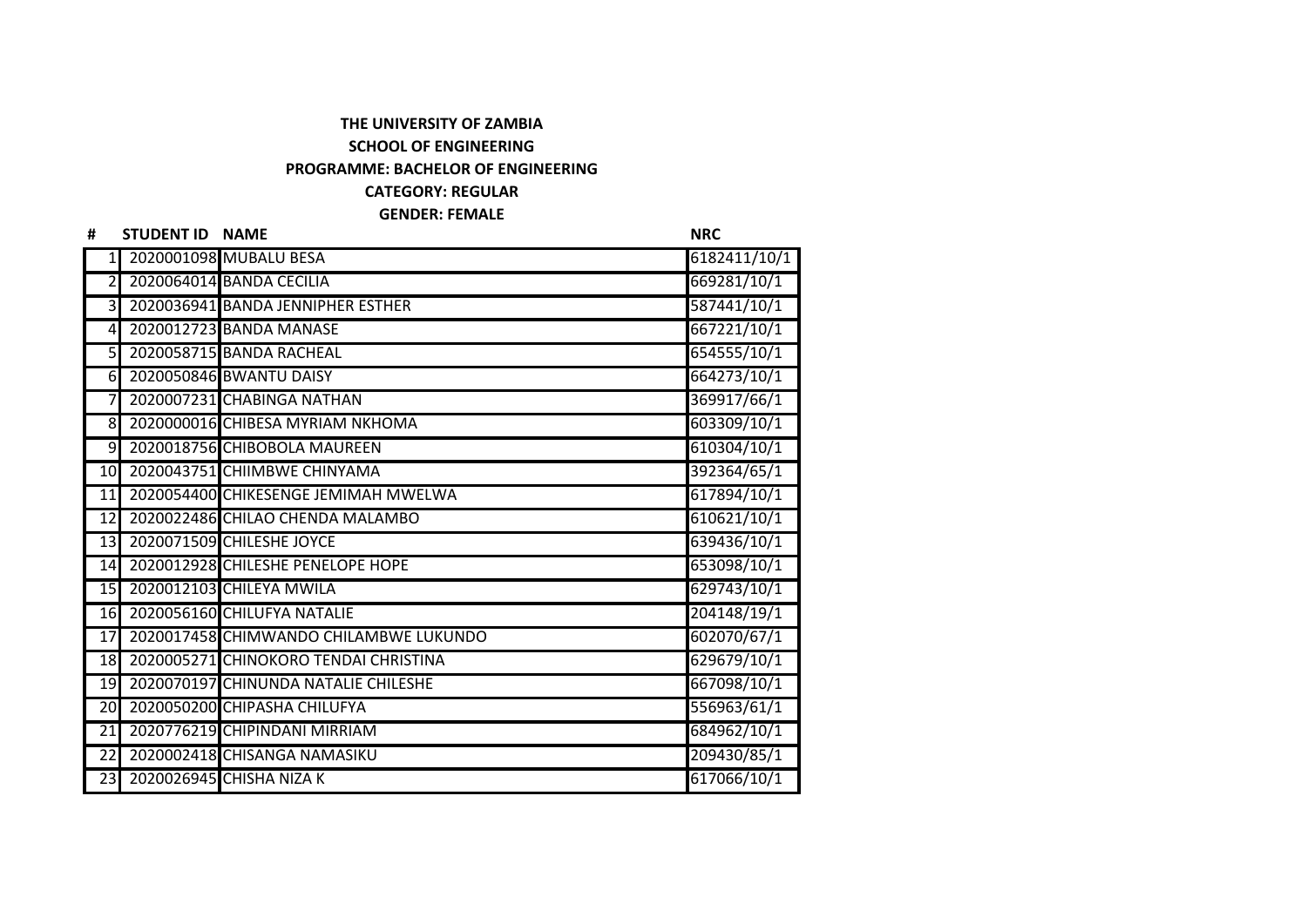**THE UNIVERSITY OF ZAMBIA**

**SCHOOL OF ENGINEERING**

**PROGRAMME: BACHELOR OF ENGINEERING**

**CATEGORY: REGULAR**

**GENDER: FEMALE**

| # | STUDENT ID | NAME | NRC |
|---|---|---|---|
| 1 | 2020001098 | MUBALU BESA | 6182411/10/1 |
| 2 | 2020064014 | BANDA CECILIA | 669281/10/1 |
| 3 | 2020036941 | BANDA JENNIPHER ESTHER | 587441/10/1 |
| 4 | 2020012723 | BANDA MANASE | 667221/10/1 |
| 5 | 2020058715 | BANDA RACHEAL | 654555/10/1 |
| 6 | 2020050846 | BWANTU DAISY | 664273/10/1 |
| 7 | 2020007231 | CHABINGA NATHAN | 369917/66/1 |
| 8 | 2020000016 | CHIBESA MYRIAM NKHOMA | 603309/10/1 |
| 9 | 2020018756 | CHIBOBOLA MAUREEN | 610304/10/1 |
| 10 | 2020043751 | CHIIMBWE CHINYAMA | 392364/65/1 |
| 11 | 2020054400 | CHIKESENGE JEMIMAH MWELWA | 617894/10/1 |
| 12 | 2020022486 | CHILAO CHENDA MALAMBO | 610621/10/1 |
| 13 | 2020071509 | CHILESHE JOYCE | 639436/10/1 |
| 14 | 2020012928 | CHILESHE PENELOPE HOPE | 653098/10/1 |
| 15 | 2020012103 | CHILEYA MWILA | 629743/10/1 |
| 16 | 2020056160 | CHILUFYA NATALIE | 204148/19/1 |
| 17 | 2020017458 | CHIMWANDO CHILAMBWE LUKUNDO | 602070/67/1 |
| 18 | 2020005271 | CHINOKORO TENDAI CHRISTINA | 629679/10/1 |
| 19 | 2020070197 | CHINUNDA NATALIE CHILESHE | 667098/10/1 |
| 20 | 2020050200 | CHIPASHA CHILUFYA | 556963/61/1 |
| 21 | 2020776219 | CHIPINDANI MIRRIAM | 684962/10/1 |
| 22 | 2020002418 | CHISANGA NAMASIKU | 209430/85/1 |
| 23 | 2020026945 | CHISHA NIZA K | 617066/10/1 |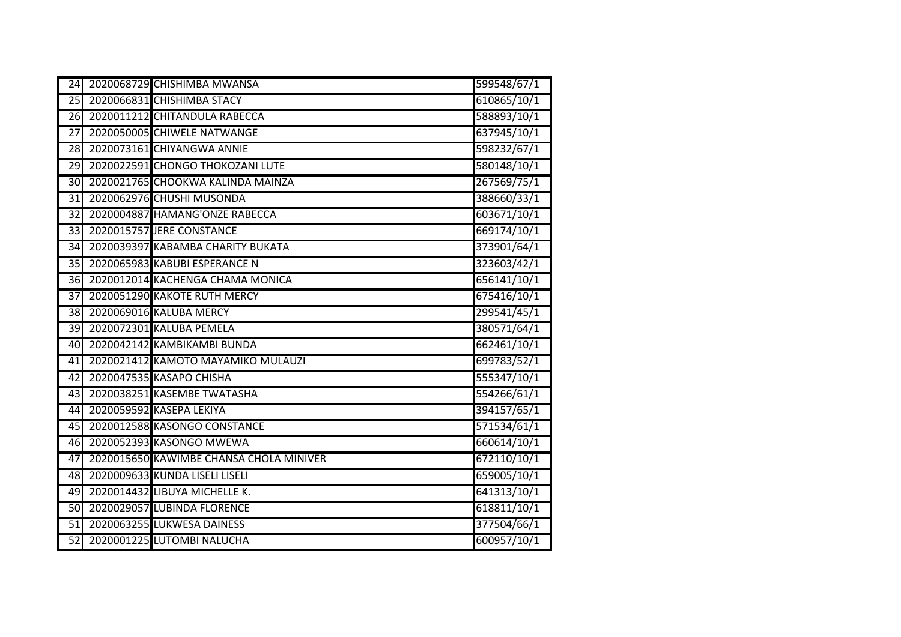| | | | |
|---|---|---|---|
| 24 | 2020068729 | CHISHIMBA MWANSA | 599548/67/1 |
| 25 | 2020066831 | CHISHIMBA STACY | 610865/10/1 |
| 26 | 2020011212 | CHITANDULA RABECCA | 588893/10/1 |
| 27 | 2020050005 | CHIWELE NATWANGE | 637945/10/1 |
| 28 | 2020073161 | CHIYANGWA ANNIE | 598232/67/1 |
| 29 | 2020022591 | CHONGO THOKOZANI LUTE | 580148/10/1 |
| 30 | 2020021765 | CHOOKWA KALINDA MAINZA | 267569/75/1 |
| 31 | 2020062976 | CHUSHI MUSONDA | 388660/33/1 |
| 32 | 2020004887 | HAMANG'ONZE RABECCA | 603671/10/1 |
| 33 | 2020015757 | JERE CONSTANCE | 669174/10/1 |
| 34 | 2020039397 | KABAMBA CHARITY BUKATA | 373901/64/1 |
| 35 | 2020065983 | KABUBI ESPERANCE N | 323603/42/1 |
| 36 | 2020012014 | KACHENGA CHAMA MONICA | 656141/10/1 |
| 37 | 2020051290 | KAKOTE RUTH MERCY | 675416/10/1 |
| 38 | 2020069016 | KALUBA MERCY | 299541/45/1 |
| 39 | 2020072301 | KALUBA PEMELA | 380571/64/1 |
| 40 | 2020042142 | KAMBIKAMBI BUNDA | 662461/10/1 |
| 41 | 2020021412 | KAMOTO MAYAMIKO MULAUZI | 699783/52/1 |
| 42 | 2020047535 | KASAPO CHISHA | 555347/10/1 |
| 43 | 2020038251 | KASEMBE TWATASHA | 554266/61/1 |
| 44 | 2020059592 | KASEPA LEKIYA | 394157/65/1 |
| 45 | 2020012588 | KASONGO CONSTANCE | 571534/61/1 |
| 46 | 2020052393 | KASONGO MWEWA | 660614/10/1 |
| 47 | 2020015650 | KAWIMBE CHANSA CHOLA MINIVER | 672110/10/1 |
| 48 | 2020009633 | KUNDA LISELI LISELI | 659005/10/1 |
| 49 | 2020014432 | LIBUYA MICHELLE K. | 641313/10/1 |
| 50 | 2020029057 | LUBINDA FLORENCE | 618811/10/1 |
| 51 | 2020063255 | LUKWESA DAINESS | 377504/66/1 |
| 52 | 2020001225 | LUTOMBI NALUCHA | 600957/10/1 |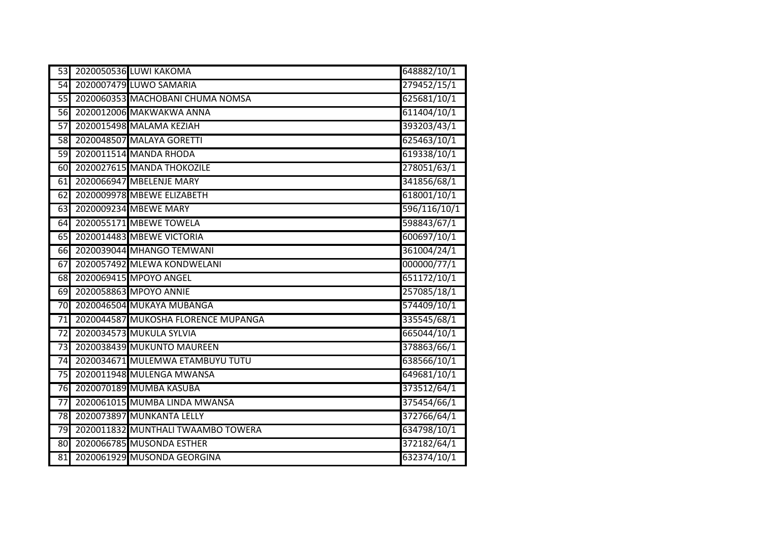| 53 | 2020050536 | LUWI KAKOMA | 648882/10/1 |
|---|---|---|---|
| 54 | 2020007479 | LUWO SAMARIA | 279452/15/1 |
| 55 | 2020060353 | MACHOBANI CHUMA NOMSA | 625681/10/1 |
| 56 | 2020012006 | MAKWAKWA ANNA | 611404/10/1 |
| 57 | 2020015498 | MALAMA KEZIAH | 393203/43/1 |
| 58 | 2020048507 | MALAYA GORETTI | 625463/10/1 |
| 59 | 2020011514 | MANDA RHODA | 619338/10/1 |
| 60 | 2020027615 | MANDA THOKOZILE | 278051/63/1 |
| 61 | 2020066947 | MBELENJE MARY | 341856/68/1 |
| 62 | 2020009978 | MBEWE ELIZABETH | 618001/10/1 |
| 63 | 2020009234 | MBEWE MARY | 596/116/10/1 |
| 64 | 2020055171 | MBEWE TOWELA | 598843/67/1 |
| 65 | 2020014483 | MBEWE VICTORIA | 600697/10/1 |
| 66 | 2020039044 | MHANGO TEMWANI | 361004/24/1 |
| 67 | 2020057492 | MLEWA KONDWELANI | 000000/77/1 |
| 68 | 2020069415 | MPOYO ANGEL | 651172/10/1 |
| 69 | 2020058863 | MPOYO ANNIE | 257085/18/1 |
| 70 | 2020046504 | MUKAYA MUBANGA | 574409/10/1 |
| 71 | 2020044587 | MUKOSHA FLORENCE MUPANGA | 335545/68/1 |
| 72 | 2020034573 | MUKULA SYLVIA | 665044/10/1 |
| 73 | 2020038439 | MUKUNTO MAUREEN | 378863/66/1 |
| 74 | 2020034671 | MULEMWA ETAMBUYU TUTU | 638566/10/1 |
| 75 | 2020011948 | MULENGA MWANSA | 649681/10/1 |
| 76 | 2020070189 | MUMBA KASUBA | 373512/64/1 |
| 77 | 2020061015 | MUMBA LINDA MWANSA | 375454/66/1 |
| 78 | 2020073897 | MUNKANTA LELLY | 372766/64/1 |
| 79 | 2020011832 | MUNTHALI TWAAMBO TOWERA | 634798/10/1 |
| 80 | 2020066785 | MUSONDA ESTHER | 372182/64/1 |
| 81 | 2020061929 | MUSONDA GEORGINA | 632374/10/1 |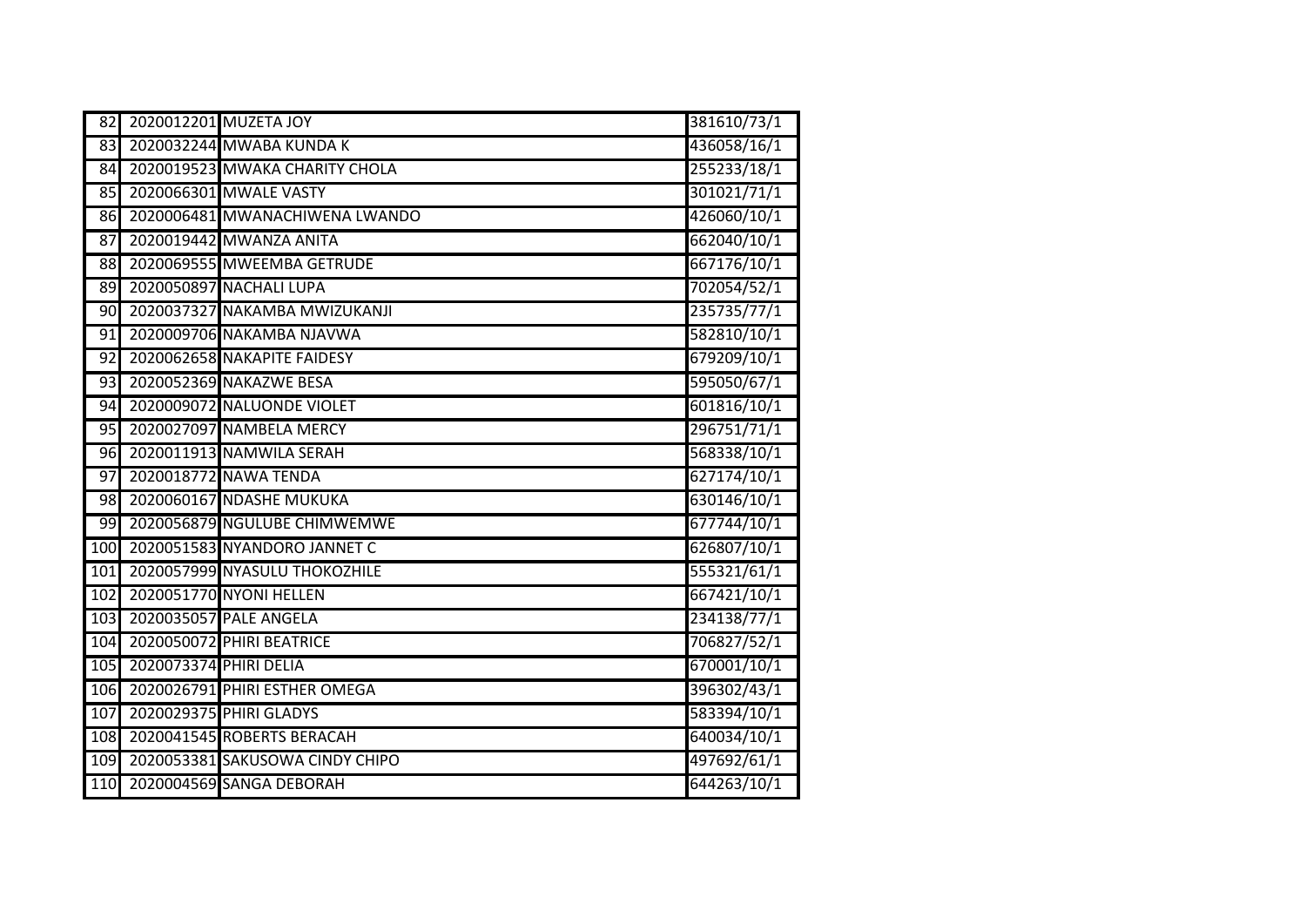| | | | |
|---|---|---|---|
| 82 | 2020012201 | MUZETA JOY | 381610/73/1 |
| 83 | 2020032244 | MWABA KUNDA K | 436058/16/1 |
| 84 | 2020019523 | MWAKA CHARITY CHOLA | 255233/18/1 |
| 85 | 2020066301 | MWALE VASTY | 301021/71/1 |
| 86 | 2020006481 | MWANACHIWENA LWANDO | 426060/10/1 |
| 87 | 2020019442 | MWANZA ANITA | 662040/10/1 |
| 88 | 2020069555 | MWEEMBA GETRUDE | 667176/10/1 |
| 89 | 2020050897 | NACHALI LUPA | 702054/52/1 |
| 90 | 2020037327 | NAKAMBA MWIZUKANJI | 235735/77/1 |
| 91 | 2020009706 | NAKAMBA NJAVWA | 582810/10/1 |
| 92 | 2020062658 | NAKAPITE FAIDESY | 679209/10/1 |
| 93 | 2020052369 | NAKAZWE BESA | 595050/67/1 |
| 94 | 2020009072 | NALUONDE VIOLET | 601816/10/1 |
| 95 | 2020027097 | NAMBELA MERCY | 296751/71/1 |
| 96 | 2020011913 | NAMWILA SERAH | 568338/10/1 |
| 97 | 2020018772 | NAWA TENDA | 627174/10/1 |
| 98 | 2020060167 | NDASHE MUKUKA | 630146/10/1 |
| 99 | 2020056879 | NGULUBE CHIMWEMWE | 677744/10/1 |
| 100 | 2020051583 | NYANDORO JANNET C | 626807/10/1 |
| 101 | 2020057999 | NYASULU THOKOZHILE | 555321/61/1 |
| 102 | 2020051770 | NYONI HELLEN | 667421/10/1 |
| 103 | 2020035057 | PALE ANGELA | 234138/77/1 |
| 104 | 2020050072 | PHIRI BEATRICE | 706827/52/1 |
| 105 | 2020073374 | PHIRI DELIA | 670001/10/1 |
| 106 | 2020026791 | PHIRI ESTHER OMEGA | 396302/43/1 |
| 107 | 2020029375 | PHIRI GLADYS | 583394/10/1 |
| 108 | 2020041545 | ROBERTS BERACAH | 640034/10/1 |
| 109 | 2020053381 | SAKUSOWA CINDY CHIPO | 497692/61/1 |
| 110 | 2020004569 | SANGA DEBORAH | 644263/10/1 |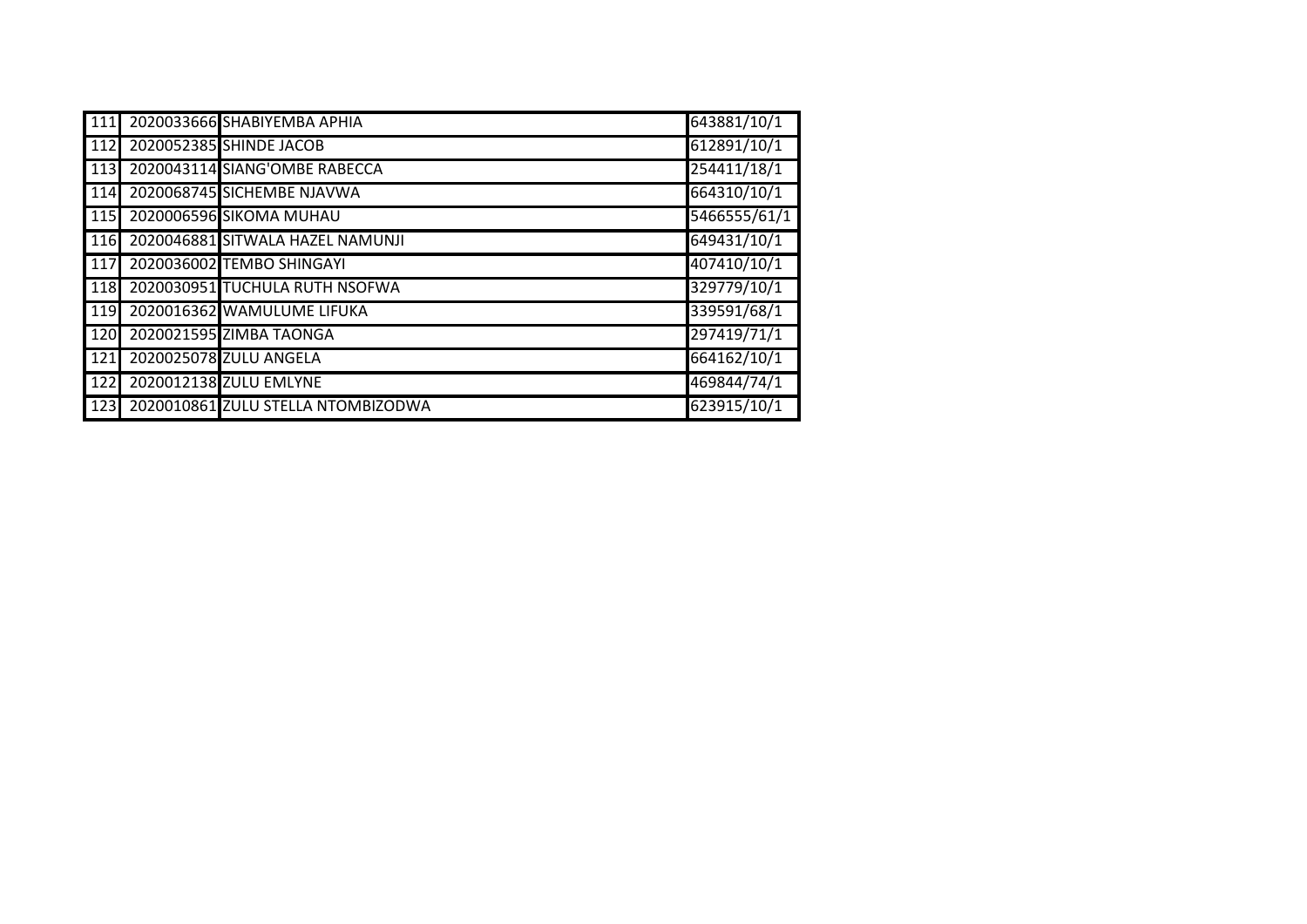| | | | |
|---|---|---|---|
| 111 | 2020033666 | SHABIYEMBA APHIA | 643881/10/1 |
| 112 | 2020052385 | SHINDE JACOB | 612891/10/1 |
| 113 | 2020043114 | SIANG'OMBE RABECCA | 254411/18/1 |
| 114 | 2020068745 | SICHEMBE NJAVWA | 664310/10/1 |
| 115 | 2020006596 | SIKOMA MUHAU | 5466555/61/1 |
| 116 | 2020046881 | SITWALA HAZEL NAMUNJI | 649431/10/1 |
| 117 | 2020036002 | TEMBO SHINGAYI | 407410/10/1 |
| 118 | 2020030951 | TUCHULA RUTH NSOFWA | 329779/10/1 |
| 119 | 2020016362 | WAMULUME LIFUKA | 339591/68/1 |
| 120 | 2020021595 | ZIMBA TAONGA | 297419/71/1 |
| 121 | 2020025078 | ZULU ANGELA | 664162/10/1 |
| 122 | 2020012138 | ZULU EMLYNE | 469844/74/1 |
| 123 | 2020010861 | ZULU STELLA NTOMBIZODWA | 623915/10/1 |